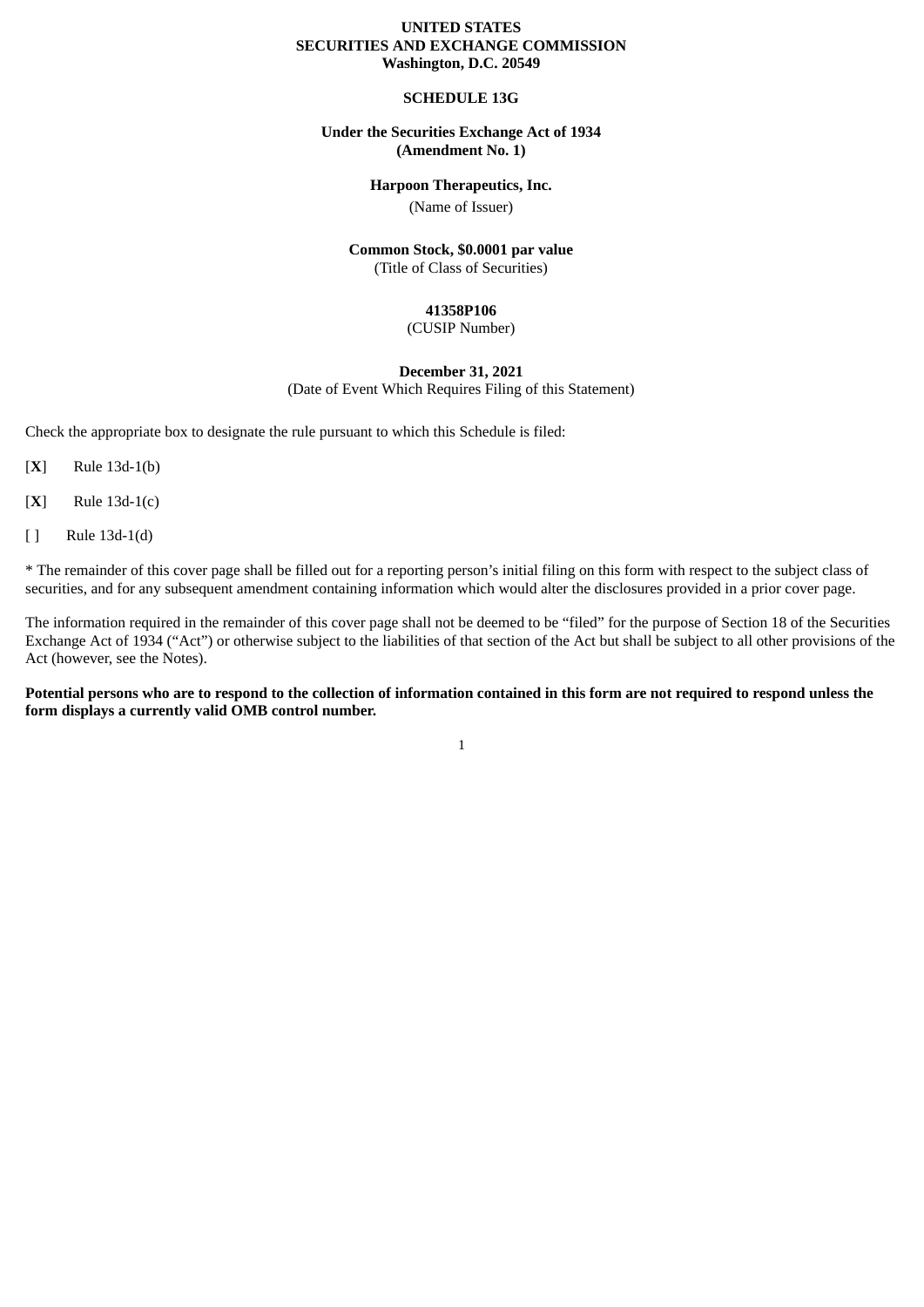**UNITED STATES**
**SECURITIES AND EXCHANGE COMMISSION**
**Washington, D.C. 20549**

**SCHEDULE 13G**

**Under the Securities Exchange Act of 1934**
**(Amendment No. 1)**

**Harpoon Therapeutics, Inc.**
(Name of Issuer)

**Common Stock, $0.0001 par value**
(Title of Class of Securities)

**41358P106**
(CUSIP Number)

**December 31, 2021**
(Date of Event Which Requires Filing of this Statement)

Check the appropriate box to designate the rule pursuant to which this Schedule is filed:

[**X**] Rule 13d-1(b)

[**X**] Rule 13d-1(c)

[ ] Rule 13d-1(d)

* The remainder of this cover page shall be filled out for a reporting person's initial filing on this form with respect to the subject class of securities, and for any subsequent amendment containing information which would alter the disclosures provided in a prior cover page.

The information required in the remainder of this cover page shall not be deemed to be "filed" for the purpose of Section 18 of the Securities Exchange Act of 1934 ("Act") or otherwise subject to the liabilities of that section of the Act but shall be subject to all other provisions of the Act (however, see the Notes).

**Potential persons who are to respond to the collection of information contained in this form are not required to respond unless the form displays a currently valid OMB control number.**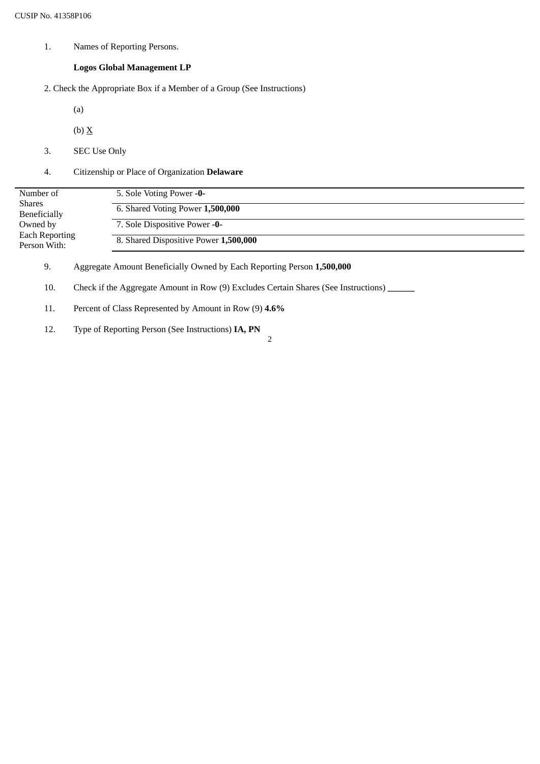CUSIP No. 41358P106

1. Names of Reporting Persons.

   **Logos Global Management LP**

2. Check the Appropriate Box if a Member of a Group (See Instructions)

   (a)

   (b) X

3. SEC Use Only

4. Citizenship or Place of Organization **Delaware**

| | |
|---|---|
| Number of Shares Beneficially Owned by Each Reporting Person With: | 5. Sole Voting Power **-0-** |
| | 6. Shared Voting Power **1,500,000** |
| | 7. Sole Dispositive Power **-0-** |
| | 8. Shared Dispositive Power **1,500,000** |

9. Aggregate Amount Beneficially Owned by Each Reporting Person **1,500,000**

10. Check if the Aggregate Amount in Row (9) Excludes Certain Shares (See Instructions) ______

11. Percent of Class Represented by Amount in Row (9) **4.6%**

12. Type of Reporting Person (See Instructions) **IA, PN**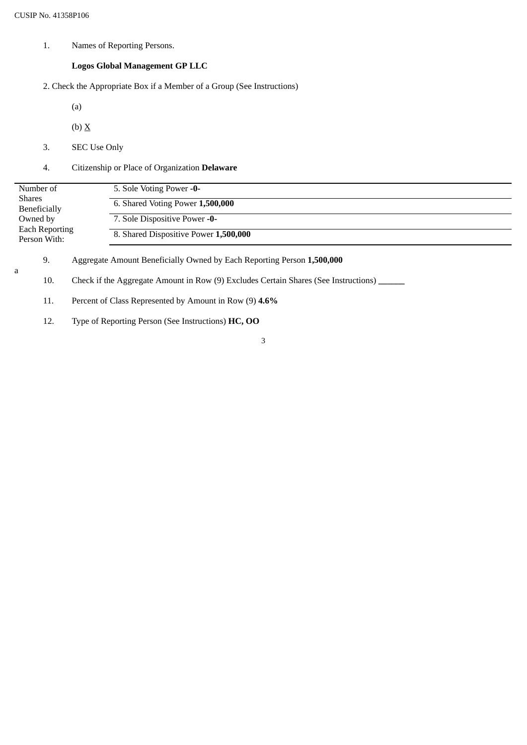CUSIP No. 41358P106

1. Names of Reporting Persons.

**Logos Global Management GP LLC**

2. Check the Appropriate Box if a Member of a Group (See Instructions)

(a)

(b) X

3. SEC Use Only

4. Citizenship or Place of Organization **Delaware**

| | |
|---|---|
| Number of Shares Beneficially Owned by Each Reporting Person With: | 5. Sole Voting Power **-0-** |
| | 6. Shared Voting Power **1,500,000** |
| | 7. Sole Dispositive Power **-0-** |
| | 8. Shared Dispositive Power **1,500,000** |

9. Aggregate Amount Beneficially Owned by Each Reporting Person **1,500,000**

a

10. Check if the Aggregate Amount in Row (9) Excludes Certain Shares (See Instructions) ______

11. Percent of Class Represented by Amount in Row (9) **4.6%**

12. Type of Reporting Person (See Instructions) **HC, OO**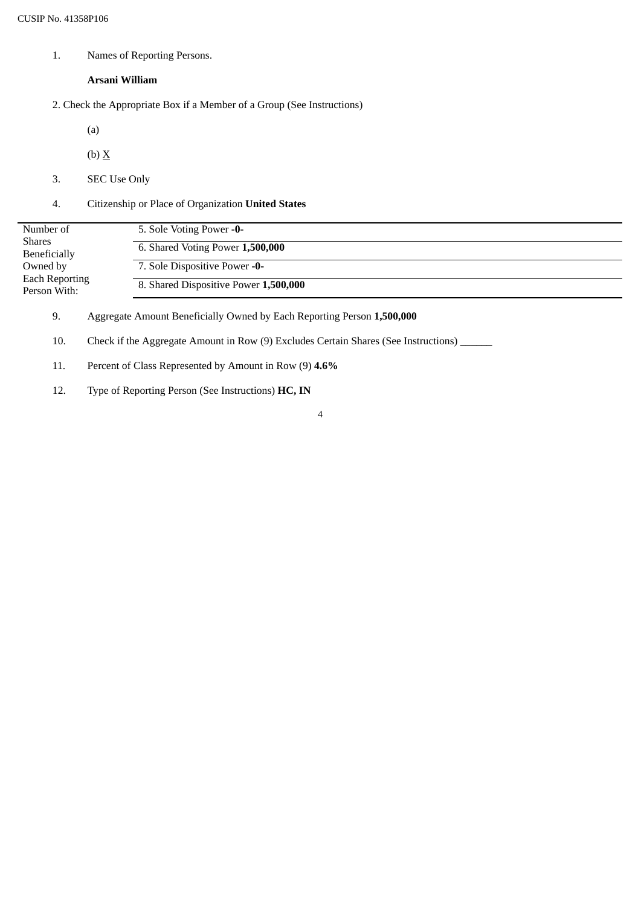CUSIP No. 41358P106

1. Names of Reporting Persons.

   **Arsani William**

2. Check the Appropriate Box if a Member of a Group (See Instructions)

   (a)

   (b) X

3. SEC Use Only

4. Citizenship or Place of Organization **United States**

| | |
|---|---|
| Number of Shares Beneficially Owned by Each Reporting Person With: | 5. Sole Voting Power **-0-** |
| | 6. Shared Voting Power **1,500,000** |
| | 7. Sole Dispositive Power **-0-** |
| | 8. Shared Dispositive Power **1,500,000** |

9. Aggregate Amount Beneficially Owned by Each Reporting Person **1,500,000**

10. Check if the Aggregate Amount in Row (9) Excludes Certain Shares (See Instructions) ______

11. Percent of Class Represented by Amount in Row (9) **4.6%**

12. Type of Reporting Person (See Instructions) **HC, IN**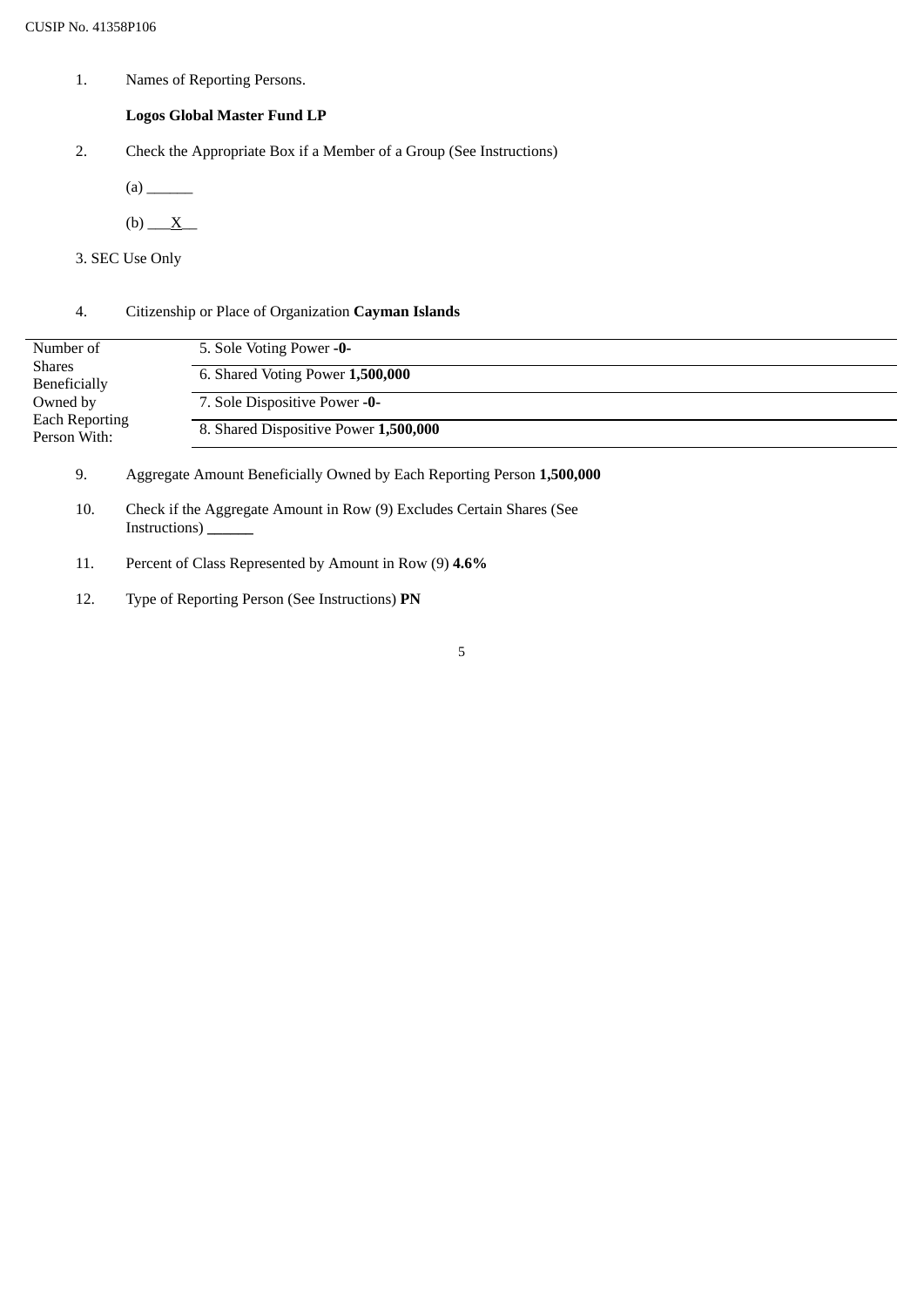CUSIP No. 41358P106

1. Names of Reporting Persons.

   **Logos Global Master Fund LP**

2. Check the Appropriate Box if a Member of a Group (See Instructions)

   (a) ______

   (b) ___X__

3. SEC Use Only

4. Citizenship or Place of Organization **Cayman Islands**

| | |
|---|---|
| Number of Shares Beneficially Owned by Each Reporting Person With: | 5. Sole Voting Power **-0-** |
| | 6. Shared Voting Power **1,500,000** |
| | 7. Sole Dispositive Power **-0-** |
| | 8. Shared Dispositive Power **1,500,000** |

9. Aggregate Amount Beneficially Owned by Each Reporting Person **1,500,000**

10. Check if the Aggregate Amount in Row (9) Excludes Certain Shares (See Instructions) ______

11. Percent of Class Represented by Amount in Row (9) **4.6%**

12. Type of Reporting Person (See Instructions) **PN**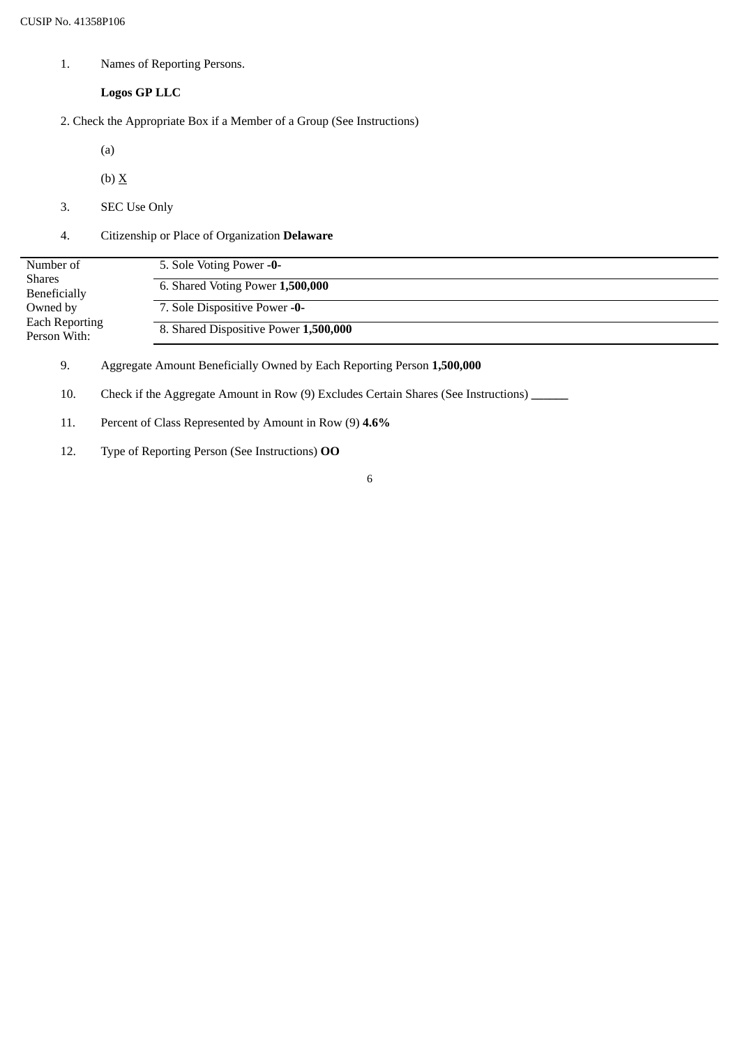CUSIP No. 41358P106

1. Names of Reporting Persons.

   **Logos GP LLC**

2. Check the Appropriate Box if a Member of a Group (See Instructions)

   (a)

   (b) X

3. SEC Use Only

4. Citizenship or Place of Organization **Delaware**

| Number of Shares Beneficially Owned by Each Reporting Person With: | |
|---|---|
| | 5. Sole Voting Power **-0-** |
| | 6. Shared Voting Power **1,500,000** |
| | 7. Sole Dispositive Power **-0-** |
| | 8. Shared Dispositive Power **1,500,000** |

9. Aggregate Amount Beneficially Owned by Each Reporting Person **1,500,000**

10. Check if the Aggregate Amount in Row (9) Excludes Certain Shares (See Instructions) ______

11. Percent of Class Represented by Amount in Row (9) **4.6%**

12. Type of Reporting Person (See Instructions) **OO**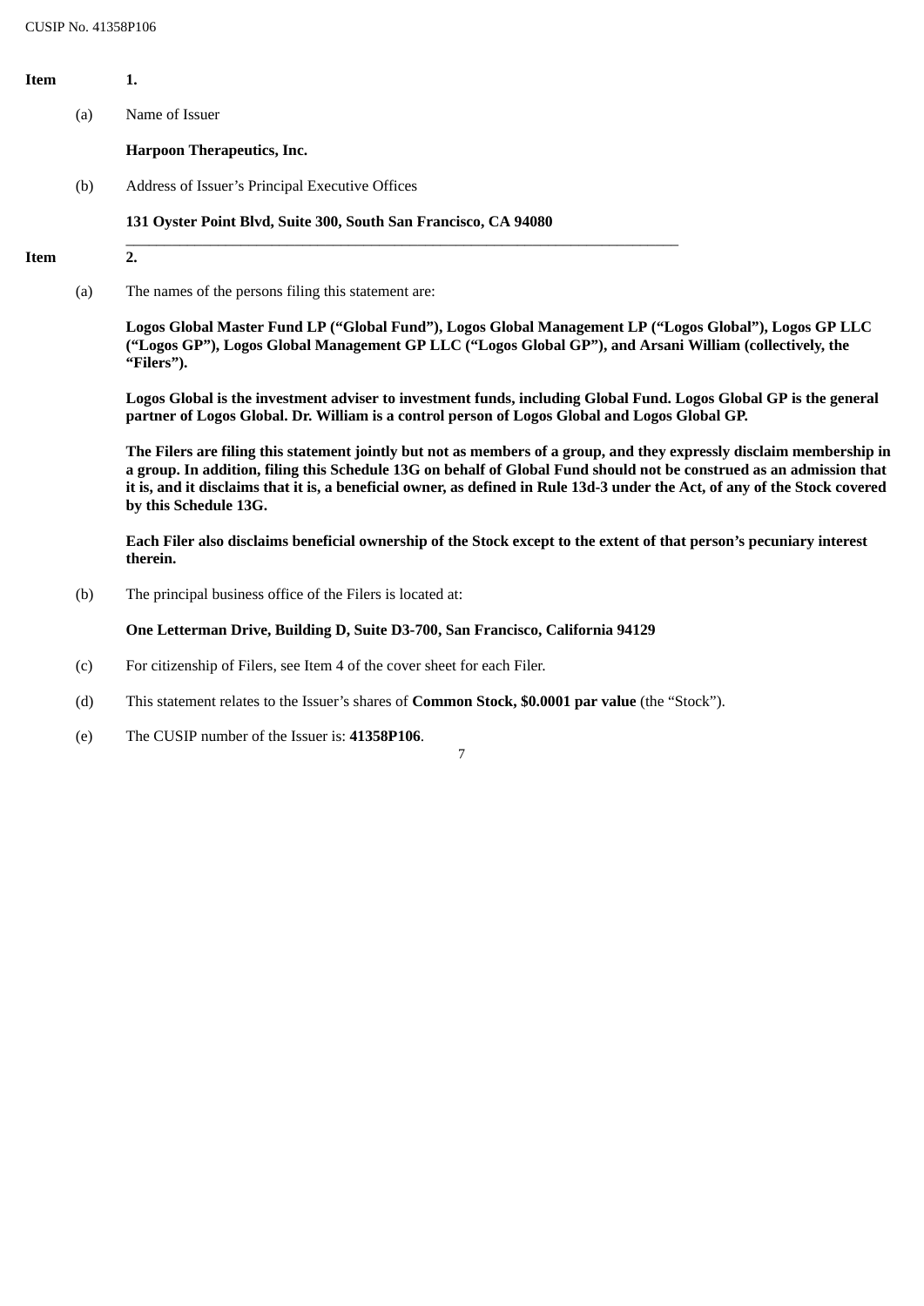**Item 1.**

(a) Name of Issuer

**Harpoon Therapeutics, Inc.**

(b) Address of Issuer’s Principal Executive Offices

**131 Oyster Point Blvd, Suite 300, South San Francisco, CA 94080**

---

**Item 2.**

(a) The names of the persons filing this statement are:

**Logos Global Master Fund LP (“Global Fund”), Logos Global Management LP (“Logos Global”), Logos GP LLC (“Logos GP”), Logos Global Management GP LLC (“Logos Global GP”), and Arsani William (collectively, the “Filers”).**

**Logos Global is the investment adviser to investment funds, including Global Fund. Logos Global GP is the general partner of Logos Global. Dr. William is a control person of Logos Global and Logos Global GP.**

**The Filers are filing this statement jointly but not as members of a group, and they expressly disclaim membership in a group. In addition, filing this Schedule 13G on behalf of Global Fund should not be construed as an admission that it is, and it disclaims that it is, a beneficial owner, as defined in Rule 13d-3 under the Act, of any of the Stock covered by this Schedule 13G.**

**Each Filer also disclaims beneficial ownership of the Stock except to the extent of that person’s pecuniary interest therein.**

(b) The principal business office of the Filers is located at:

**One Letterman Drive, Building D, Suite D3-700, San Francisco, California 94129**

(c) For citizenship of Filers, see Item 4 of the cover sheet for each Filer.

(d) This statement relates to the Issuer’s shares of **Common Stock, $0.0001 par value** (the “Stock”).

(e) The CUSIP number of the Issuer is: **41358P106**.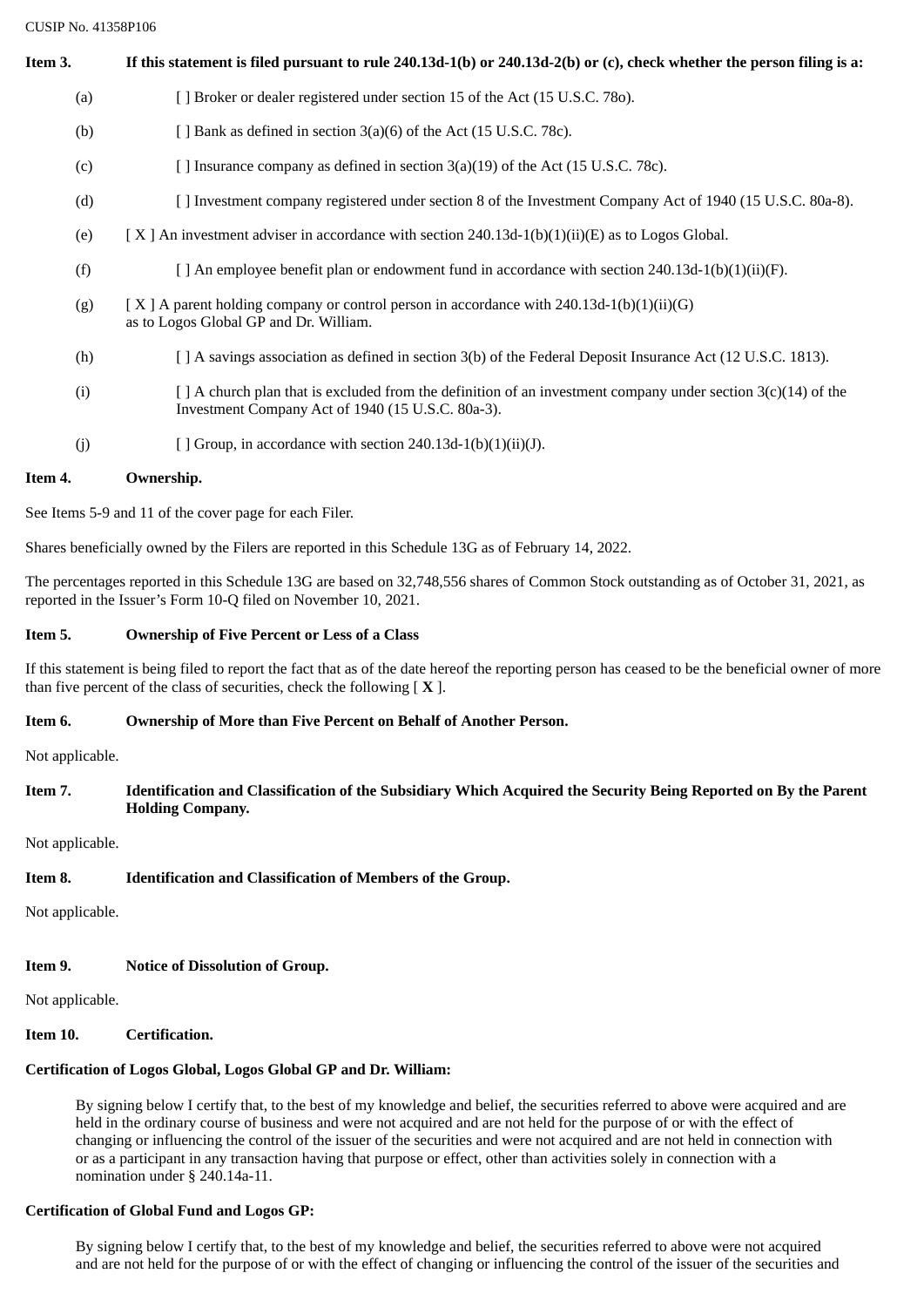CUSIP No. 41358P106

**Item 3. If this statement is filed pursuant to rule 240.13d-1(b) or 240.13d-2(b) or (c), check whether the person filing is a:**

(a) [ ] Broker or dealer registered under section 15 of the Act (15 U.S.C. 78o).

(b) [ ] Bank as defined in section 3(a)(6) of the Act (15 U.S.C. 78c).

(c) [ ] Insurance company as defined in section 3(a)(19) of the Act (15 U.S.C. 78c).

(d) [ ] Investment company registered under section 8 of the Investment Company Act of 1940 (15 U.S.C. 80a-8).

(e) [ X ] An investment adviser in accordance with section 240.13d-1(b)(1)(ii)(E) as to Logos Global.

(f) [ ] An employee benefit plan or endowment fund in accordance with section 240.13d-1(b)(1)(ii)(F).

(g) [ X ] A parent holding company or control person in accordance with 240.13d-1(b)(1)(ii)(G) as to Logos Global GP and Dr. William.

(h) [ ] A savings association as defined in section 3(b) of the Federal Deposit Insurance Act (12 U.S.C. 1813).

(i) [ ] A church plan that is excluded from the definition of an investment company under section 3(c)(14) of the Investment Company Act of 1940 (15 U.S.C. 80a-3).

(j) [ ] Group, in accordance with section 240.13d-1(b)(1)(ii)(J).

**Item 4. Ownership.**

See Items 5-9 and 11 of the cover page for each Filer.

Shares beneficially owned by the Filers are reported in this Schedule 13G as of February 14, 2022.

The percentages reported in this Schedule 13G are based on 32,748,556 shares of Common Stock outstanding as of October 31, 2021, as reported in the Issuer's Form 10-Q filed on November 10, 2021.

**Item 5. Ownership of Five Percent or Less of a Class**

If this statement is being filed to report the fact that as of the date hereof the reporting person has ceased to be the beneficial owner of more than five percent of the class of securities, check the following [ **X** ].

**Item 6. Ownership of More than Five Percent on Behalf of Another Person.**

Not applicable.

**Item 7. Identification and Classification of the Subsidiary Which Acquired the Security Being Reported on By the Parent Holding Company.**

Not applicable.

**Item 8. Identification and Classification of Members of the Group.**

Not applicable.

**Item 9. Notice of Dissolution of Group.**

Not applicable.

**Item 10. Certification.**

**Certification of Logos Global, Logos Global GP and Dr. William:**

By signing below I certify that, to the best of my knowledge and belief, the securities referred to above were acquired and are held in the ordinary course of business and were not acquired and are not held for the purpose of or with the effect of changing or influencing the control of the issuer of the securities and were not acquired and are not held in connection with or as a participant in any transaction having that purpose or effect, other than activities solely in connection with a nomination under § 240.14a-11.

**Certification of Global Fund and Logos GP:**

By signing below I certify that, to the best of my knowledge and belief, the securities referred to above were not acquired and are not held for the purpose of or with the effect of changing or influencing the control of the issuer of the securities and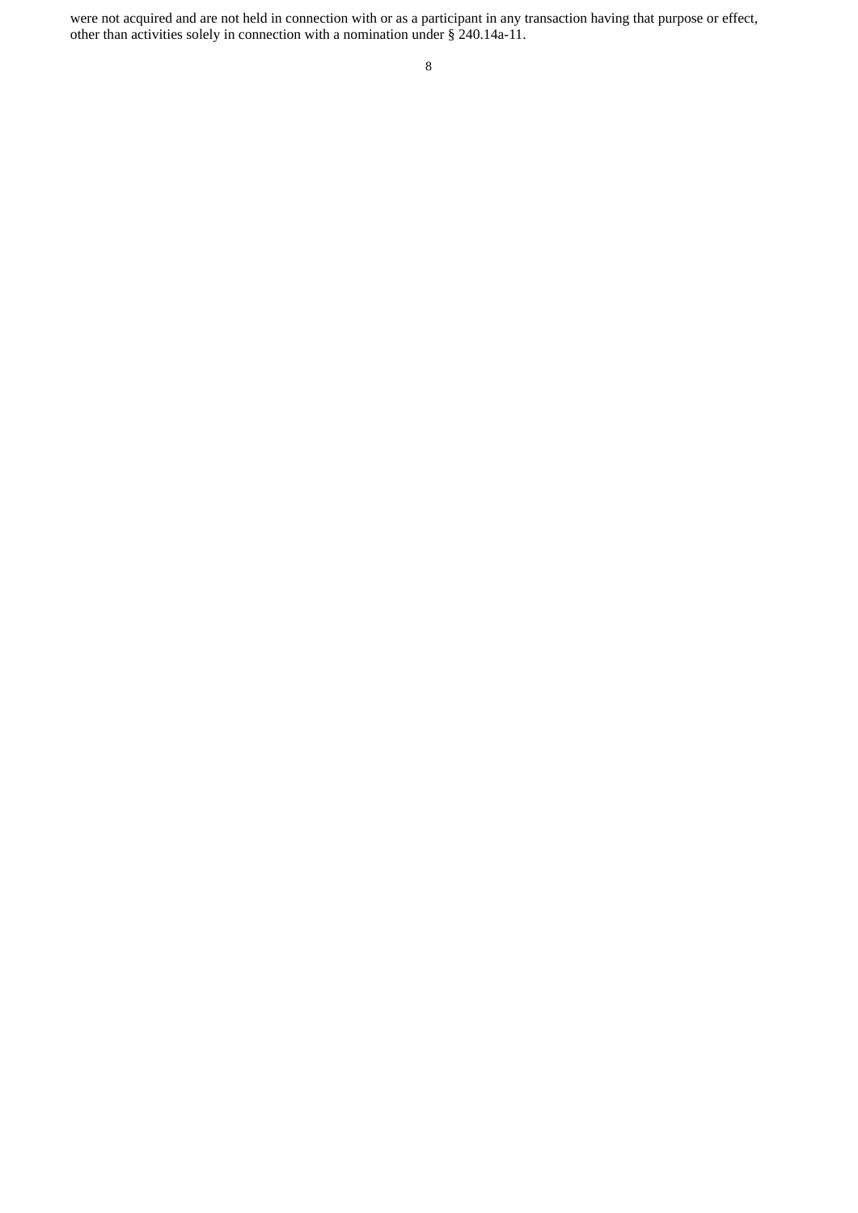were not acquired and are not held in connection with or as a participant in any transaction having that purpose or effect, other than activities solely in connection with a nomination under § 240.14a-11.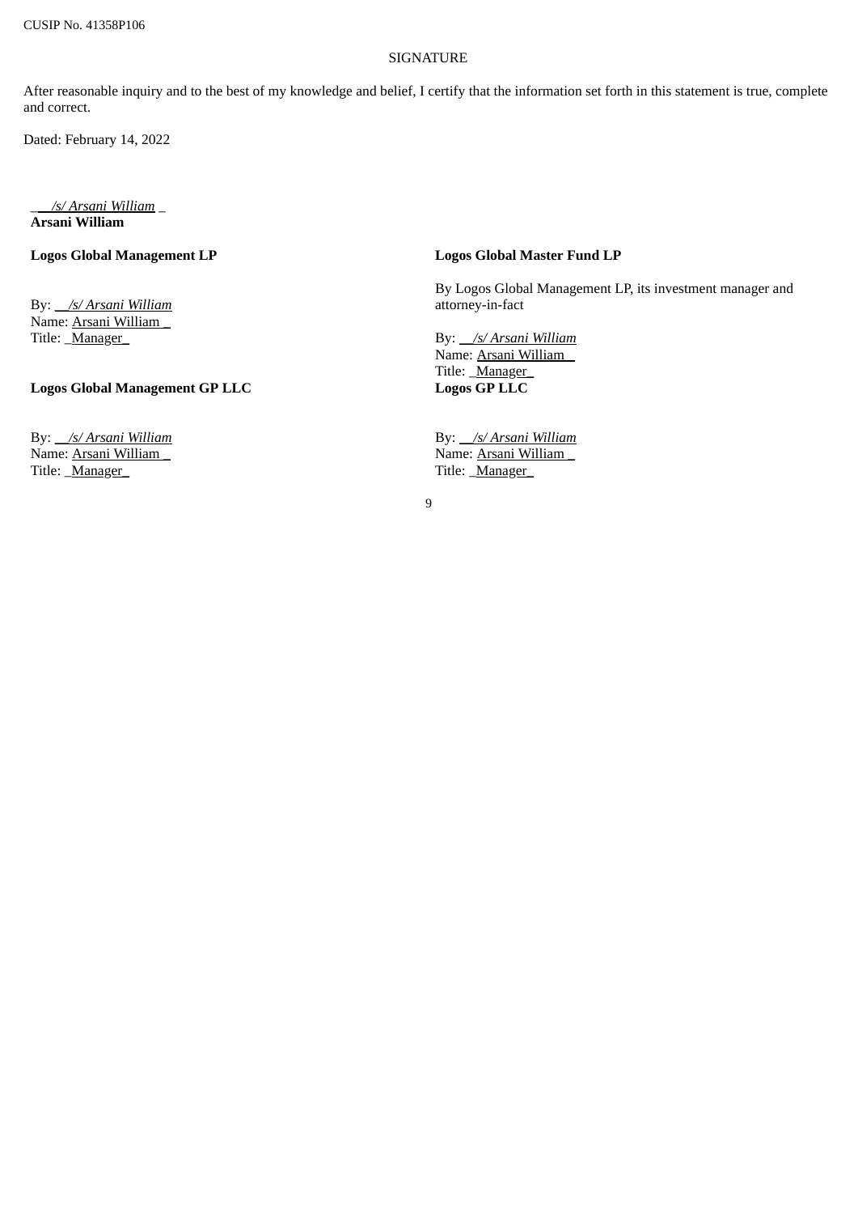CUSIP No. 41358P106

SIGNATURE

After reasonable inquiry and to the best of my knowledge and belief, I certify that the information set forth in this statement is true, complete and correct.

Dated: February 14, 2022

*/s/ Arsani William*
**Arsani William**

**Logos Global Management LP**

By: */s/ Arsani William*
Name: Arsani William
Title: Manager

**Logos Global Management GP LLC**

By: */s/ Arsani William*
Name: Arsani William
Title: Manager

**Logos Global Master Fund LP**

By Logos Global Management LP, its investment manager and attorney-in-fact

By: */s/ Arsani William*
Name: Arsani William
Title: Manager

**Logos GP LLC**

By: */s/ Arsani William*
Name: Arsani William
Title: Manager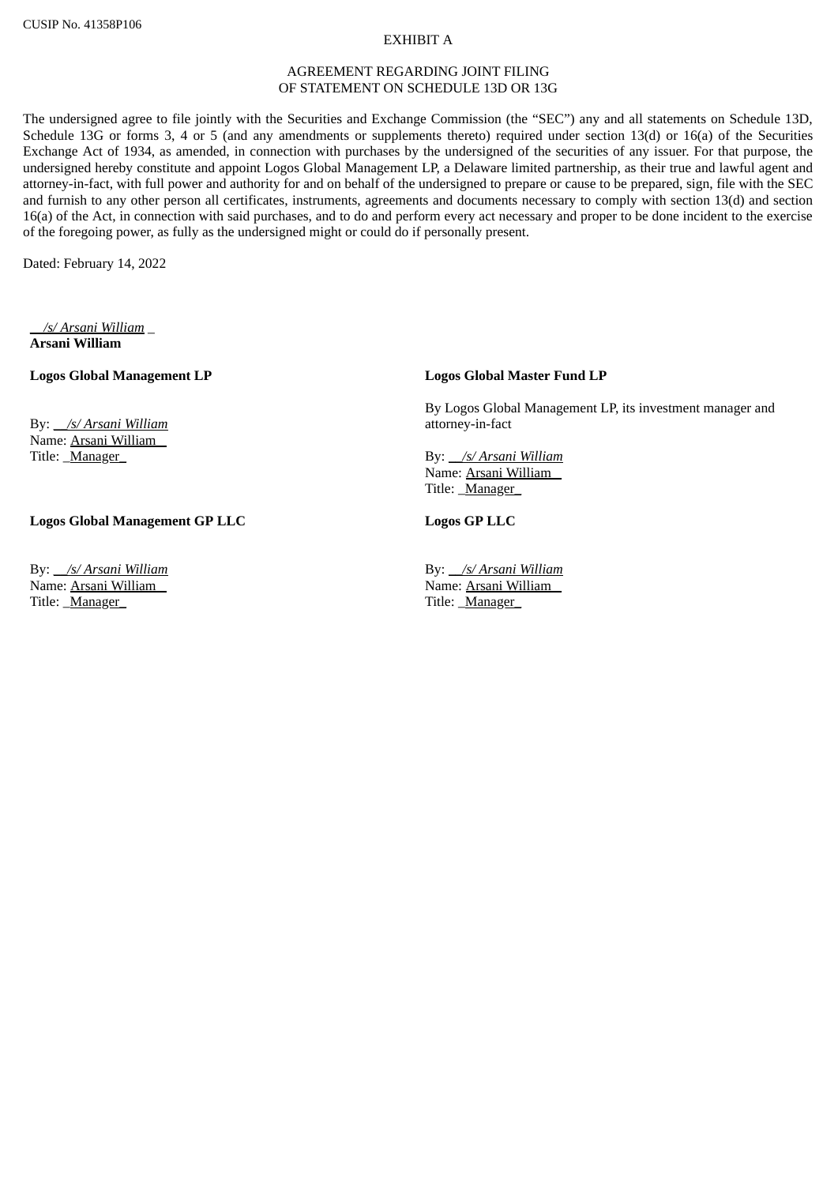CUSIP No. 41358P106

EXHIBIT A

AGREEMENT REGARDING JOINT FILING
OF STATEMENT ON SCHEDULE 13D OR 13G

The undersigned agree to file jointly with the Securities and Exchange Commission (the "SEC") any and all statements on Schedule 13D, Schedule 13G or forms 3, 4 or 5 (and any amendments or supplements thereto) required under section 13(d) or 16(a) of the Securities Exchange Act of 1934, as amended, in connection with purchases by the undersigned of the securities of any issuer. For that purpose, the undersigned hereby constitute and appoint Logos Global Management LP, a Delaware limited partnership, as their true and lawful agent and attorney-in-fact, with full power and authority for and on behalf of the undersigned to prepare or cause to be prepared, sign, file with the SEC and furnish to any other person all certificates, instruments, agreements and documents necessary to comply with section 13(d) and section 16(a) of the Act, in connection with said purchases, and to do and perform every act necessary and proper to be done incident to the exercise of the foregoing power, as fully as the undersigned might or could do if personally present.

Dated: February 14, 2022

*/s/ Arsani William*
**Arsani William**

**Logos Global Management LP**

By: */s/ Arsani William*
Name: Arsani William
Title: Manager

**Logos Global Master Fund LP**

By Logos Global Management LP, its investment manager and attorney-in-fact

By: */s/ Arsani William*
Name: Arsani William
Title: Manager

**Logos Global Management GP LLC**

By: */s/ Arsani William*
Name: Arsani William
Title: Manager

**Logos GP LLC**

By: */s/ Arsani William*
Name: Arsani William
Title: Manager